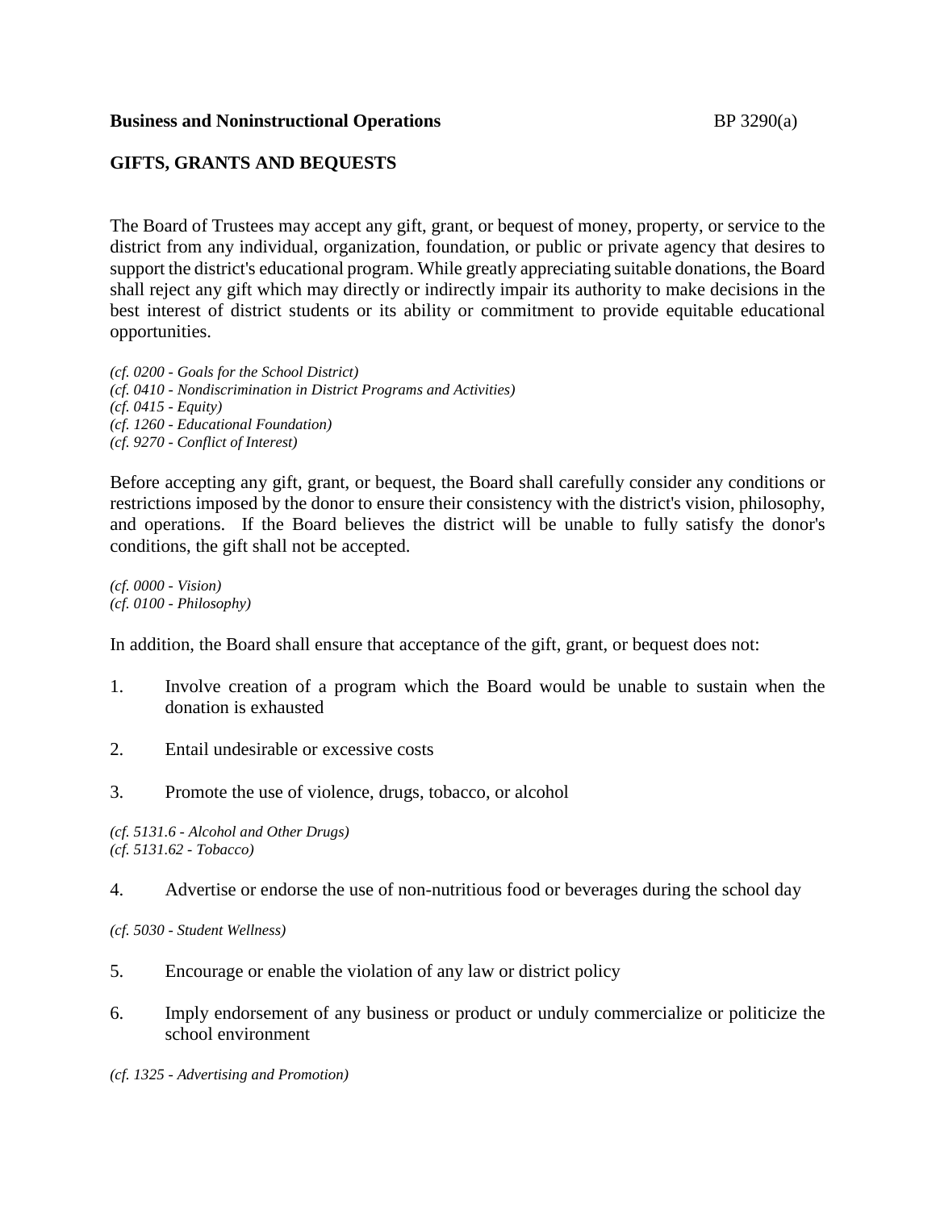**Business and Noninstructional Operations** BP 3290(a)

**GIFTS, GRANTS AND BEQUESTS**

The Board of Trustees may accept any gift, grant, or bequest of money, property, or service to the district from any individual, organization, foundation, or public or private agency that desires to support the district's educational program. While greatly appreciating suitable donations, the Board shall reject any gift which may directly or indirectly impair its authority to make decisions in the best interest of district students or its ability or commitment to provide equitable educational opportunities.

*(cf. 0200 - Goals for the School District)*
*(cf. 0410 - Nondiscrimination in District Programs and Activities)*
*(cf. 0415 - Equity)*
*(cf. 1260 - Educational Foundation)*
*(cf. 9270 - Conflict of Interest)*

Before accepting any gift, grant, or bequest, the Board shall carefully consider any conditions or restrictions imposed by the donor to ensure their consistency with the district's vision, philosophy, and operations. If the Board believes the district will be unable to fully satisfy the donor's conditions, the gift shall not be accepted.

*(cf. 0000 - Vision)*
*(cf. 0100 - Philosophy)*

In addition, the Board shall ensure that acceptance of the gift, grant, or bequest does not:

1. Involve creation of a program which the Board would be unable to sustain when the donation is exhausted

2. Entail undesirable or excessive costs

3. Promote the use of violence, drugs, tobacco, or alcohol

*(cf. 5131.6 - Alcohol and Other Drugs)*
*(cf. 5131.62 - Tobacco)*

4. Advertise or endorse the use of non-nutritious food or beverages during the school day

*(cf. 5030 - Student Wellness)*

5. Encourage or enable the violation of any law or district policy

6. Imply endorsement of any business or product or unduly commercialize or politicize the school environment

*(cf. 1325 - Advertising and Promotion)*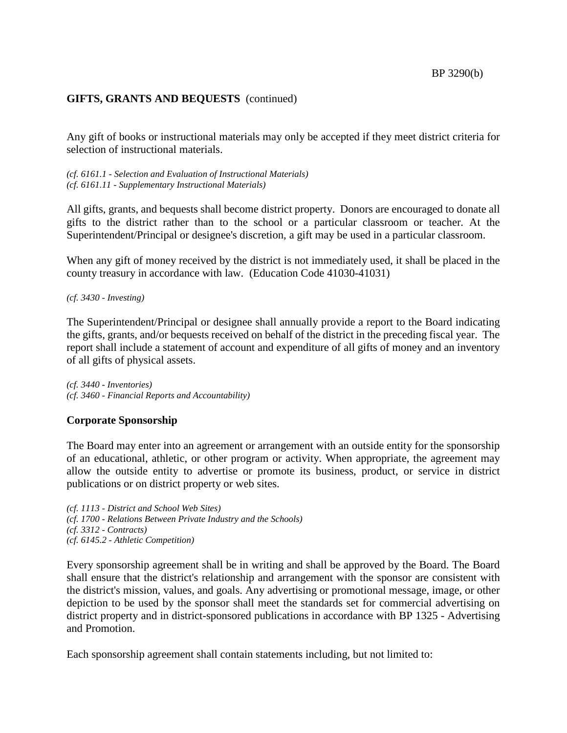**GIFTS, GRANTS AND BEQUESTS** (continued)

Any gift of books or instructional materials may only be accepted if they meet district criteria for selection of instructional materials.

*(cf. 6161.1 - Selection and Evaluation of Instructional Materials)*
*(cf. 6161.11 - Supplementary Instructional Materials)*

All gifts, grants, and bequests shall become district property. Donors are encouraged to donate all gifts to the district rather than to the school or a particular classroom or teacher. At the Superintendent/Principal or designee's discretion, a gift may be used in a particular classroom.

When any gift of money received by the district is not immediately used, it shall be placed in the county treasury in accordance with law. (Education Code 41030-41031)

*(cf. 3430 - Investing)*

The Superintendent/Principal or designee shall annually provide a report to the Board indicating the gifts, grants, and/or bequests received on behalf of the district in the preceding fiscal year. The report shall include a statement of account and expenditure of all gifts of money and an inventory of all gifts of physical assets.

*(cf. 3440 - Inventories)*
*(cf. 3460 - Financial Reports and Accountability)*

**Corporate Sponsorship**

The Board may enter into an agreement or arrangement with an outside entity for the sponsorship of an educational, athletic, or other program or activity. When appropriate, the agreement may allow the outside entity to advertise or promote its business, product, or service in district publications or on district property or web sites.

*(cf. 1113 - District and School Web Sites)*
*(cf. 1700 - Relations Between Private Industry and the Schools)*
*(cf. 3312 - Contracts)*
*(cf. 6145.2 - Athletic Competition)*

Every sponsorship agreement shall be in writing and shall be approved by the Board. The Board shall ensure that the district's relationship and arrangement with the sponsor are consistent with the district's mission, values, and goals. Any advertising or promotional message, image, or other depiction to be used by the sponsor shall meet the standards set for commercial advertising on district property and in district-sponsored publications in accordance with BP 1325 - Advertising and Promotion.

Each sponsorship agreement shall contain statements including, but not limited to: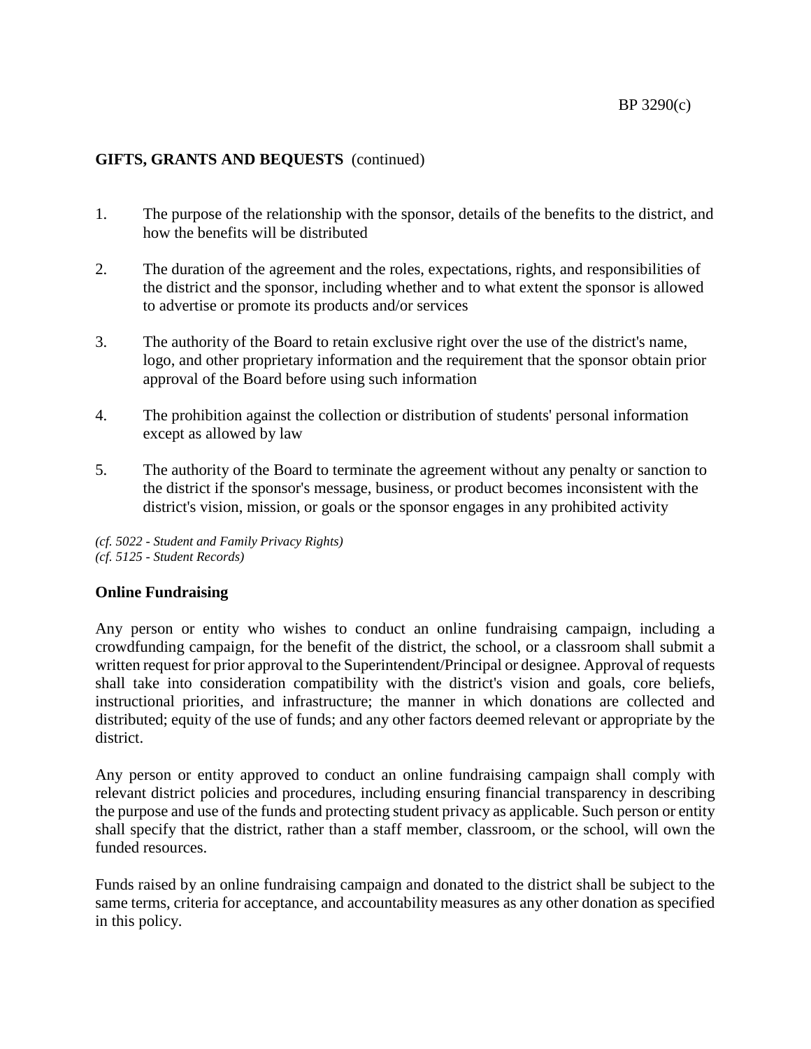## GIFTS, GRANTS AND BEQUESTS (continued)

1. The purpose of the relationship with the sponsor, details of the benefits to the district, and how the benefits will be distributed

2. The duration of the agreement and the roles, expectations, rights, and responsibilities of the district and the sponsor, including whether and to what extent the sponsor is allowed to advertise or promote its products and/or services

3. The authority of the Board to retain exclusive right over the use of the district's name, logo, and other proprietary information and the requirement that the sponsor obtain prior approval of the Board before using such information

4. The prohibition against the collection or distribution of students' personal information except as allowed by law

5. The authority of the Board to terminate the agreement without any penalty or sanction to the district if the sponsor's message, business, or product becomes inconsistent with the district's vision, mission, or goals or the sponsor engages in any prohibited activity

*(cf. 5022 - Student and Family Privacy Rights)*
*(cf. 5125 - Student Records)*

**Online Fundraising**

Any person or entity who wishes to conduct an online fundraising campaign, including a crowdfunding campaign, for the benefit of the district, the school, or a classroom shall submit a written request for prior approval to the Superintendent/Principal or designee. Approval of requests shall take into consideration compatibility with the district's vision and goals, core beliefs, instructional priorities, and infrastructure; the manner in which donations are collected and distributed; equity of the use of funds; and any other factors deemed relevant or appropriate by the district.

Any person or entity approved to conduct an online fundraising campaign shall comply with relevant district policies and procedures, including ensuring financial transparency in describing the purpose and use of the funds and protecting student privacy as applicable. Such person or entity shall specify that the district, rather than a staff member, classroom, or the school, will own the funded resources.

Funds raised by an online fundraising campaign and donated to the district shall be subject to the same terms, criteria for acceptance, and accountability measures as any other donation as specified in this policy.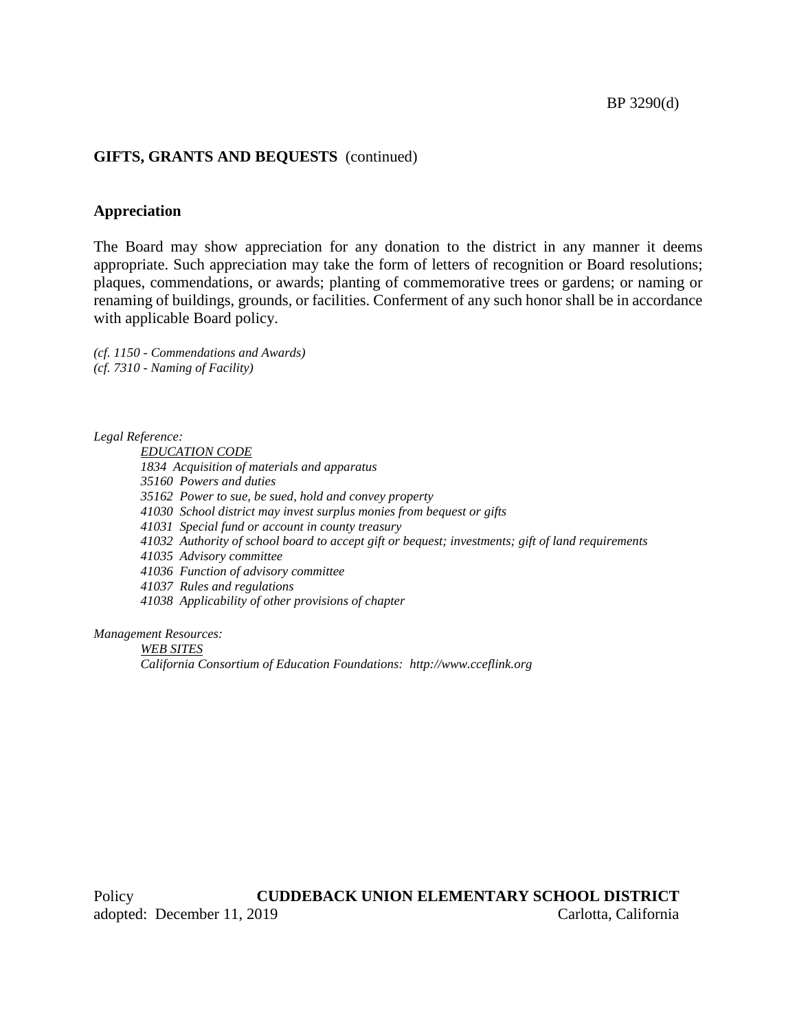## GIFTS, GRANTS AND BEQUESTS (continued)

### Appreciation

The Board may show appreciation for any donation to the district in any manner it deems appropriate. Such appreciation may take the form of letters of recognition or Board resolutions; plaques, commendations, or awards; planting of commemorative trees or gardens; or naming or renaming of buildings, grounds, or facilities. Conferment of any such honor shall be in accordance with applicable Board policy.

*(cf. 1150 - Commendations and Awards)*
*(cf. 7310 - Naming of Facility)*

*Legal Reference:*

*EDUCATION CODE*
*1834 Acquisition of materials and apparatus*
*35160 Powers and duties*
*35162 Power to sue, be sued, hold and convey property*
*41030 School district may invest surplus monies from bequest or gifts*
*41031 Special fund or account in county treasury*
*41032 Authority of school board to accept gift or bequest; investments; gift of land requirements*
*41035 Advisory committee*
*41036 Function of advisory committee*
*41037 Rules and regulations*
*41038 Applicability of other provisions of chapter*

*Management Resources:*

*WEB SITES*
*California Consortium of Education Foundations: http://www.cceflink.org*

Policy **CUDDEBACK UNION ELEMENTARY SCHOOL DISTRICT**
adopted: December 11, 2019 Carlotta, California